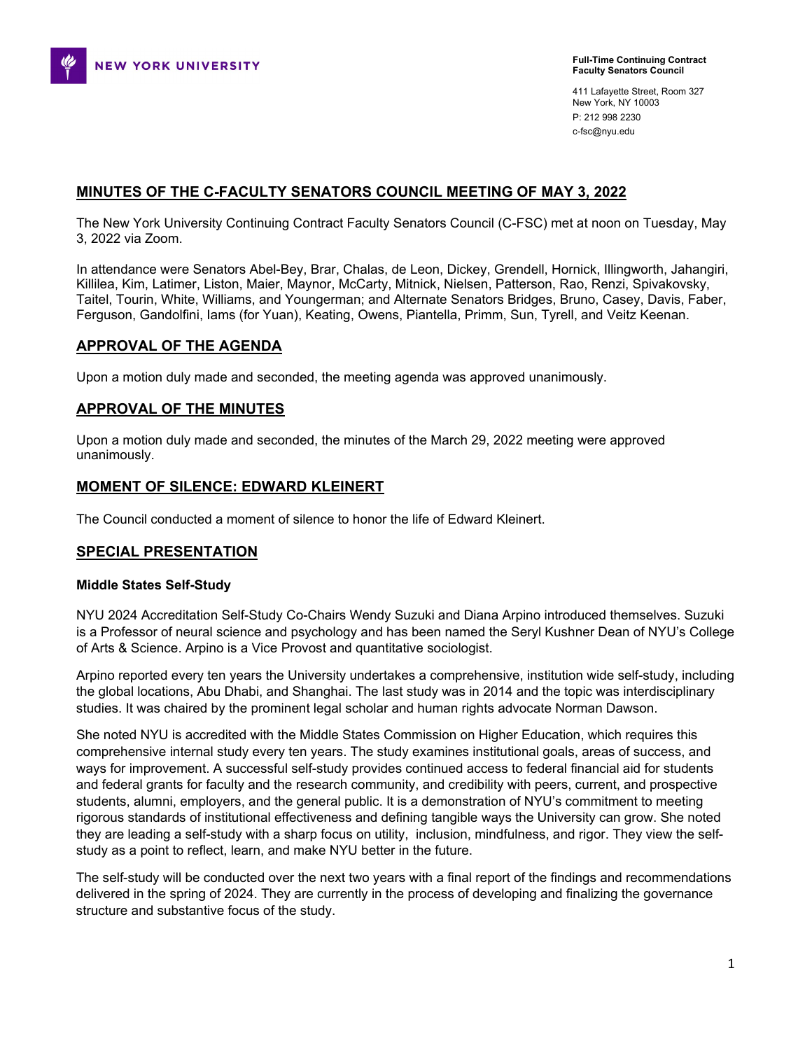NEW YORK UNIVERSITY

**Full-Time Continuing Contract Faculty Senators Council**

411 Lafayette Street, Room 327
New York, NY 10003
P: 212 998 2230
c-fsc@nyu.edu

## MINUTES OF THE C-FACULTY SENATORS COUNCIL MEETING OF MAY 3, 2022

The New York University Continuing Contract Faculty Senators Council (C-FSC) met at noon on Tuesday, May 3, 2022 via Zoom.

In attendance were Senators Abel-Bey, Brar, Chalas, de Leon, Dickey, Grendell, Hornick, Illingworth, Jahangiri, Killilea, Kim, Latimer, Liston, Maier, Maynor, McCarty, Mitnick, Nielsen, Patterson, Rao, Renzi, Spivakovsky, Taitel, Tourin, White, Williams, and Youngerman; and Alternate Senators Bridges, Bruno, Casey, Davis, Faber, Ferguson, Gandolfini, Iams (for Yuan), Keating, Owens, Piantella, Primm, Sun, Tyrell, and Veitz Keenan.

## APPROVAL OF THE AGENDA

Upon a motion duly made and seconded, the meeting agenda was approved unanimously.

## APPROVAL OF THE MINUTES

Upon a motion duly made and seconded, the minutes of the March 29, 2022 meeting were approved unanimously.

## MOMENT OF SILENCE: EDWARD KLEINERT

The Council conducted a moment of silence to honor the life of Edward Kleinert.

## SPECIAL PRESENTATION

### Middle States Self-Study

NYU 2024 Accreditation Self-Study Co-Chairs Wendy Suzuki and Diana Arpino introduced themselves. Suzuki is a Professor of neural science and psychology and has been named the Seryl Kushner Dean of NYU's College of Arts & Science. Arpino is a Vice Provost and quantitative sociologist.

Arpino reported every ten years the University undertakes a comprehensive, institution wide self-study, including the global locations, Abu Dhabi, and Shanghai. The last study was in 2014 and the topic was interdisciplinary studies. It was chaired by the prominent legal scholar and human rights advocate Norman Dawson.

She noted NYU is accredited with the Middle States Commission on Higher Education, which requires this comprehensive internal study every ten years. The study examines institutional goals, areas of success, and ways for improvement. A successful self-study provides continued access to federal financial aid for students and federal grants for faculty and the research community, and credibility with peers, current, and prospective students, alumni, employers, and the general public. It is a demonstration of NYU's commitment to meeting rigorous standards of institutional effectiveness and defining tangible ways the University can grow. She noted they are leading a self-study with a sharp focus on utility, inclusion, mindfulness, and rigor. They view the self-study as a point to reflect, learn, and make NYU better in the future.

The self-study will be conducted over the next two years with a final report of the findings and recommendations delivered in the spring of 2024. They are currently in the process of developing and finalizing the governance structure and substantive focus of the study.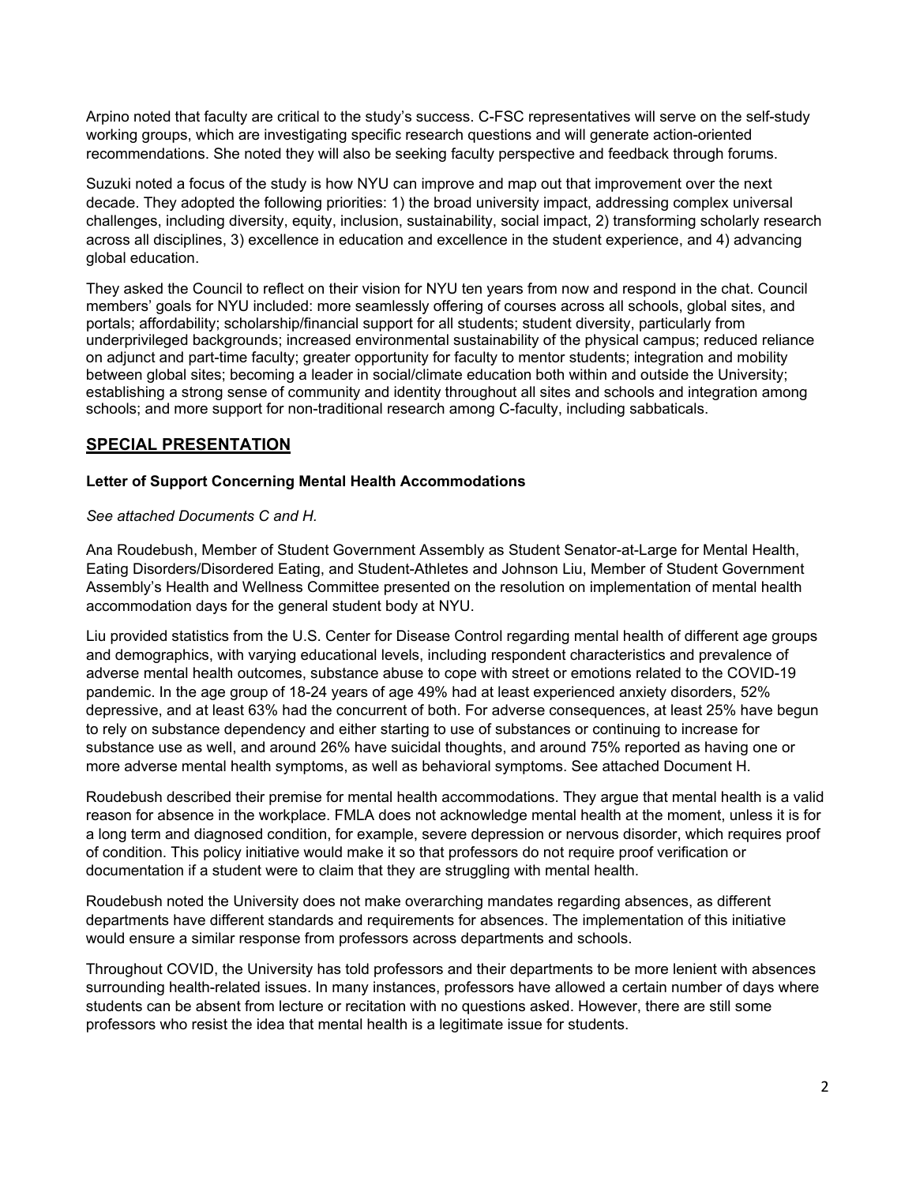Arpino noted that faculty are critical to the study's success. C-FSC representatives will serve on the self-study working groups, which are investigating specific research questions and will generate action-oriented recommendations. She noted they will also be seeking faculty perspective and feedback through forums.

Suzuki noted a focus of the study is how NYU can improve and map out that improvement over the next decade. They adopted the following priorities: 1) the broad university impact, addressing complex universal challenges, including diversity, equity, inclusion, sustainability, social impact, 2) transforming scholarly research across all disciplines, 3) excellence in education and excellence in the student experience, and 4) advancing global education.

They asked the Council to reflect on their vision for NYU ten years from now and respond in the chat. Council members' goals for NYU included: more seamlessly offering of courses across all schools, global sites, and portals; affordability; scholarship/financial support for all students; student diversity, particularly from underprivileged backgrounds; increased environmental sustainability of the physical campus; reduced reliance on adjunct and part-time faculty; greater opportunity for faculty to mentor students; integration and mobility between global sites; becoming a leader in social/climate education both within and outside the University; establishing a strong sense of community and identity throughout all sites and schools and integration among schools; and more support for non-traditional research among C-faculty, including sabbaticals.

## SPECIAL PRESENTATION

### Letter of Support Concerning Mental Health Accommodations

*See attached Documents C and H.*

Ana Roudebush, Member of Student Government Assembly as Student Senator-at-Large for Mental Health, Eating Disorders/Disordered Eating, and Student-Athletes and Johnson Liu, Member of Student Government Assembly's Health and Wellness Committee presented on the resolution on implementation of mental health accommodation days for the general student body at NYU.

Liu provided statistics from the U.S. Center for Disease Control regarding mental health of different age groups and demographics, with varying educational levels, including respondent characteristics and prevalence of adverse mental health outcomes, substance abuse to cope with street or emotions related to the COVID-19 pandemic. In the age group of 18-24 years of age 49% had at least experienced anxiety disorders, 52% depressive, and at least 63% had the concurrent of both. For adverse consequences, at least 25% have begun to rely on substance dependency and either starting to use of substances or continuing to increase for substance use as well, and around 26% have suicidal thoughts, and around 75% reported as having one or more adverse mental health symptoms, as well as behavioral symptoms. See attached Document H.

Roudebush described their premise for mental health accommodations. They argue that mental health is a valid reason for absence in the workplace. FMLA does not acknowledge mental health at the moment, unless it is for a long term and diagnosed condition, for example, severe depression or nervous disorder, which requires proof of condition. This policy initiative would make it so that professors do not require proof verification or documentation if a student were to claim that they are struggling with mental health.

Roudebush noted the University does not make overarching mandates regarding absences, as different departments have different standards and requirements for absences. The implementation of this initiative would ensure a similar response from professors across departments and schools.

Throughout COVID, the University has told professors and their departments to be more lenient with absences surrounding health-related issues. In many instances, professors have allowed a certain number of days where students can be absent from lecture or recitation with no questions asked. However, there are still some professors who resist the idea that mental health is a legitimate issue for students.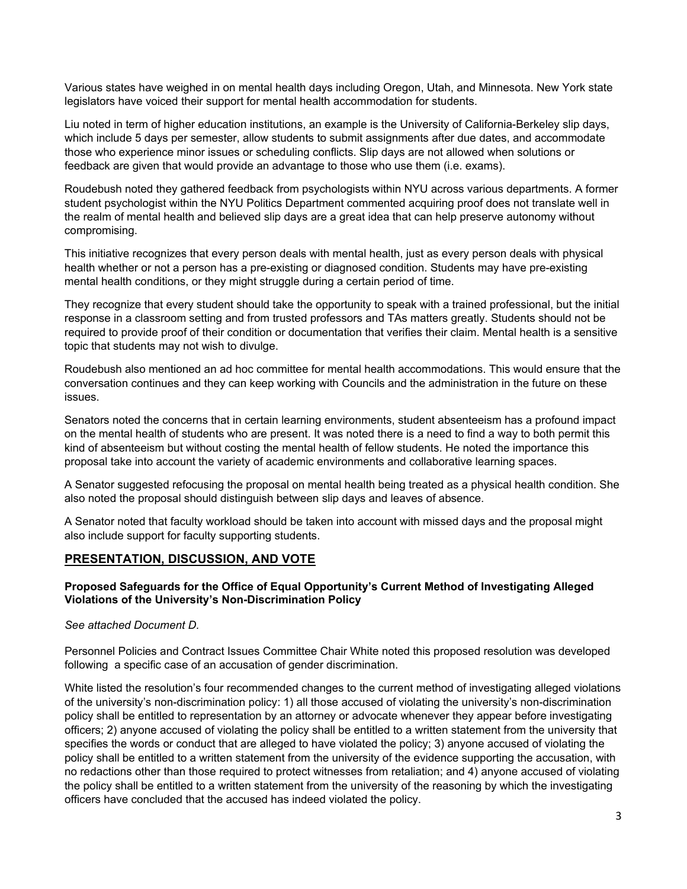Various states have weighed in on mental health days including Oregon, Utah, and Minnesota. New York state legislators have voiced their support for mental health accommodation for students.

Liu noted in term of higher education institutions, an example is the University of California-Berkeley slip days, which include 5 days per semester, allow students to submit assignments after due dates, and accommodate those who experience minor issues or scheduling conflicts. Slip days are not allowed when solutions or feedback are given that would provide an advantage to those who use them (i.e. exams).

Roudebush noted they gathered feedback from psychologists within NYU across various departments. A former student psychologist within the NYU Politics Department commented acquiring proof does not translate well in the realm of mental health and believed slip days are a great idea that can help preserve autonomy without compromising.

This initiative recognizes that every person deals with mental health, just as every person deals with physical health whether or not a person has a pre-existing or diagnosed condition. Students may have pre-existing mental health conditions, or they might struggle during a certain period of time.

They recognize that every student should take the opportunity to speak with a trained professional, but the initial response in a classroom setting and from trusted professors and TAs matters greatly. Students should not be required to provide proof of their condition or documentation that verifies their claim. Mental health is a sensitive topic that students may not wish to divulge.

Roudebush also mentioned an ad hoc committee for mental health accommodations. This would ensure that the conversation continues and they can keep working with Councils and the administration in the future on these issues.

Senators noted the concerns that in certain learning environments, student absenteeism has a profound impact on the mental health of students who are present. It was noted there is a need to find a way to both permit this kind of absenteeism but without costing the mental health of fellow students. He noted the importance this proposal take into account the variety of academic environments and collaborative learning spaces.

A Senator suggested refocusing the proposal on mental health being treated as a physical health condition. She also noted the proposal should distinguish between slip days and leaves of absence.

A Senator noted that faculty workload should be taken into account with missed days and the proposal might also include support for faculty supporting students.

## PRESENTATION, DISCUSSION, AND VOTE

### Proposed Safeguards for the Office of Equal Opportunity's Current Method of Investigating Alleged Violations of the University's Non-Discrimination Policy

*See attached Document D.*

Personnel Policies and Contract Issues Committee Chair White noted this proposed resolution was developed following a specific case of an accusation of gender discrimination.

White listed the resolution's four recommended changes to the current method of investigating alleged violations of the university's non-discrimination policy: 1) all those accused of violating the university's non-discrimination policy shall be entitled to representation by an attorney or advocate whenever they appear before investigating officers; 2) anyone accused of violating the policy shall be entitled to a written statement from the university that specifies the words or conduct that are alleged to have violated the policy; 3) anyone accused of violating the policy shall be entitled to a written statement from the university of the evidence supporting the accusation, with no redactions other than those required to protect witnesses from retaliation; and 4) anyone accused of violating the policy shall be entitled to a written statement from the university of the reasoning by which the investigating officers have concluded that the accused has indeed violated the policy.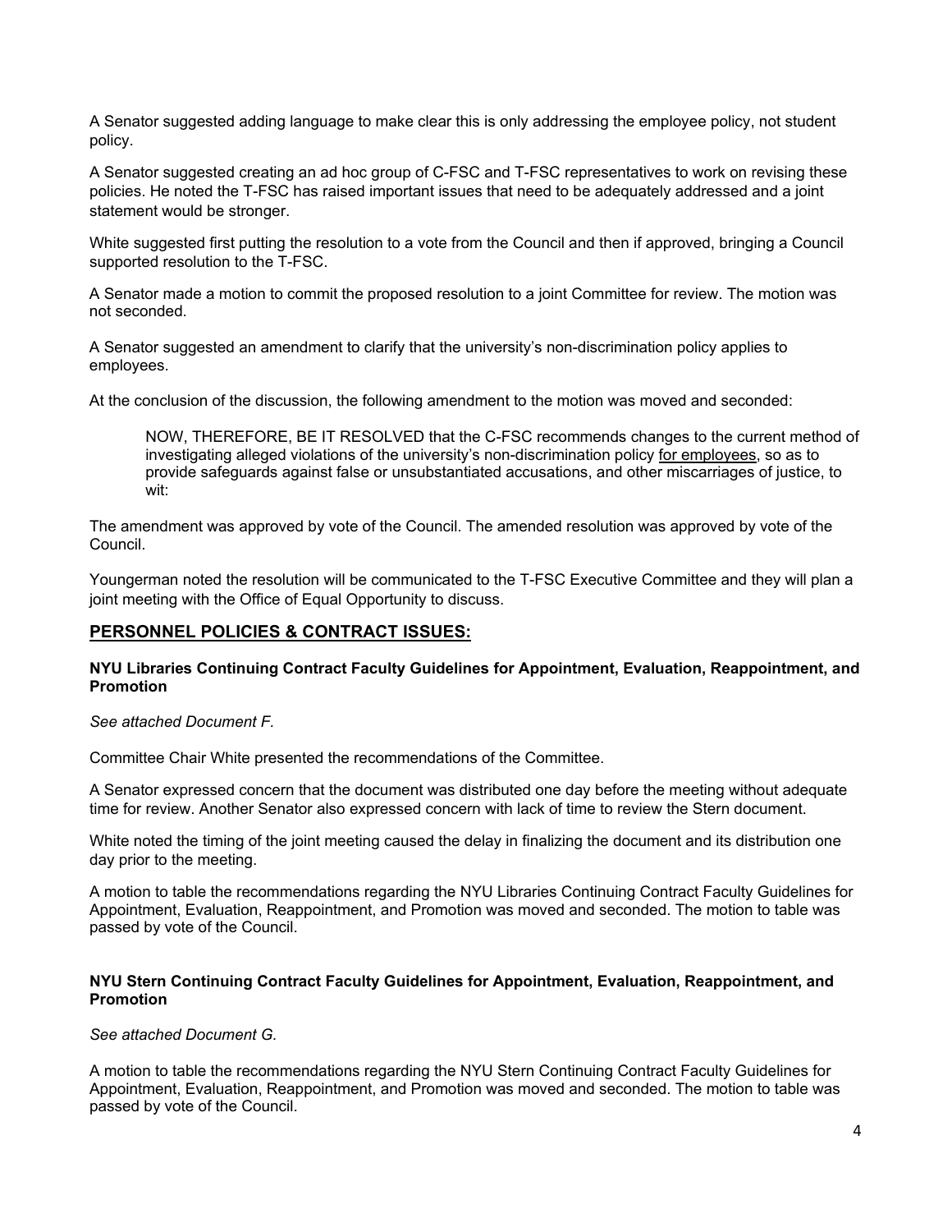A Senator suggested adding language to make clear this is only addressing the employee policy, not student policy.

A Senator suggested creating an ad hoc group of C-FSC and T-FSC representatives to work on revising these policies. He noted the T-FSC has raised important issues that need to be adequately addressed and a joint statement would be stronger.

White suggested first putting the resolution to a vote from the Council and then if approved, bringing a Council supported resolution to the T-FSC.

A Senator made a motion to commit the proposed resolution to a joint Committee for review. The motion was not seconded.

A Senator suggested an amendment to clarify that the university's non-discrimination policy applies to employees.

At the conclusion of the discussion, the following amendment to the motion was moved and seconded:

> NOW, THEREFORE, BE IT RESOLVED that the C-FSC recommends changes to the current method of investigating alleged violations of the university's non-discrimination policy <u>for employees</u>, so as to provide safeguards against false or unsubstantiated accusations, and other miscarriages of justice, to wit:

The amendment was approved by vote of the Council. The amended resolution was approved by vote of the Council.

Youngerman noted the resolution will be communicated to the T-FSC Executive Committee and they will plan a joint meeting with the Office of Equal Opportunity to discuss.

## PERSONNEL POLICIES & CONTRACT ISSUES:

### NYU Libraries Continuing Contract Faculty Guidelines for Appointment, Evaluation, Reappointment, and Promotion

*See attached Document F.*

Committee Chair White presented the recommendations of the Committee.

A Senator expressed concern that the document was distributed one day before the meeting without adequate time for review. Another Senator also expressed concern with lack of time to review the Stern document.

White noted the timing of the joint meeting caused the delay in finalizing the document and its distribution one day prior to the meeting.

A motion to table the recommendations regarding the NYU Libraries Continuing Contract Faculty Guidelines for Appointment, Evaluation, Reappointment, and Promotion was moved and seconded. The motion to table was passed by vote of the Council.

### NYU Stern Continuing Contract Faculty Guidelines for Appointment, Evaluation, Reappointment, and Promotion

*See attached Document G.*

A motion to table the recommendations regarding the NYU Stern Continuing Contract Faculty Guidelines for Appointment, Evaluation, Reappointment, and Promotion was moved and seconded. The motion to table was passed by vote of the Council.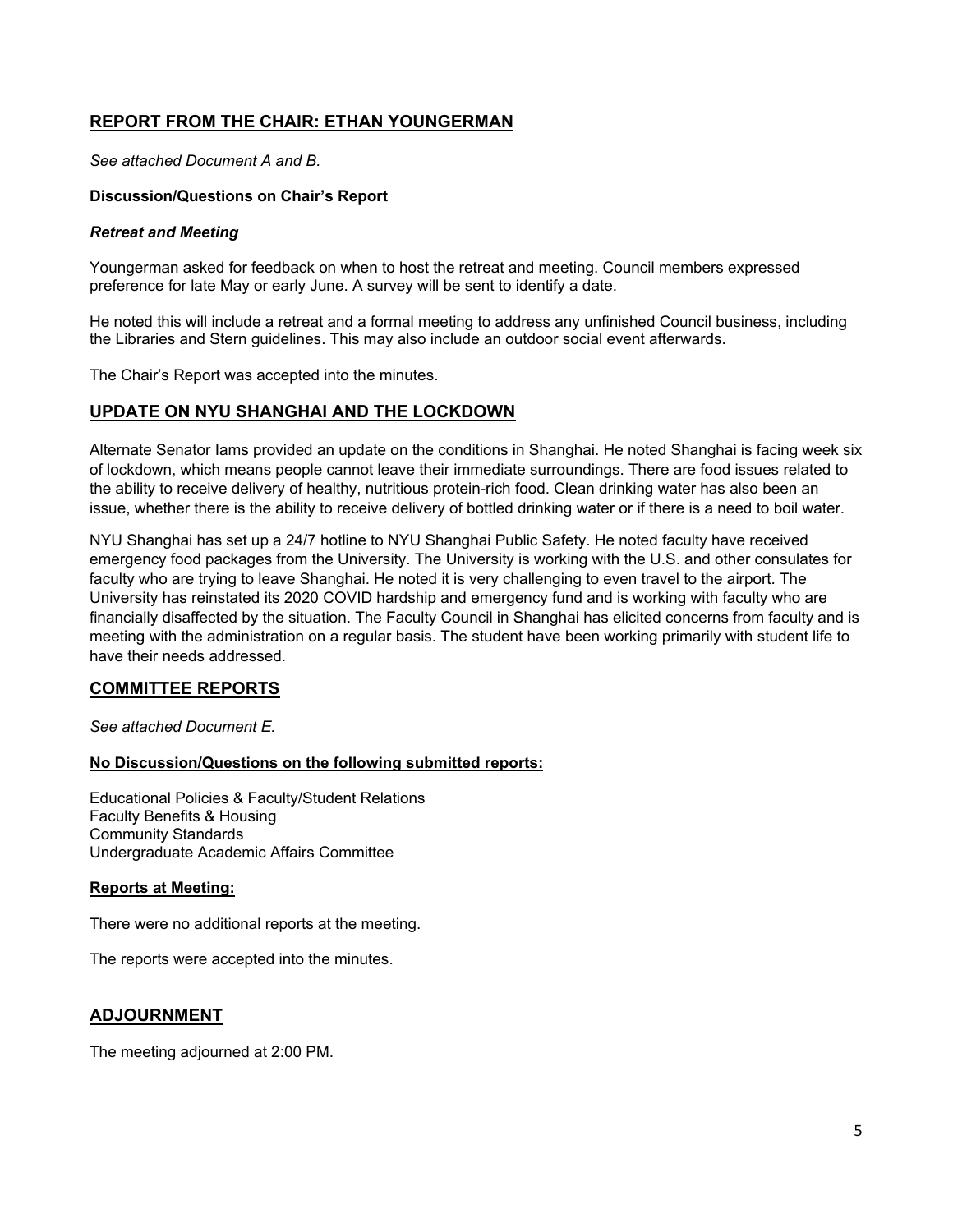## REPORT FROM THE CHAIR: ETHAN YOUNGERMAN

*See attached Document A and B.*

**Discussion/Questions on Chair's Report**

***Retreat and Meeting***

Youngerman asked for feedback on when to host the retreat and meeting. Council members expressed preference for late May or early June. A survey will be sent to identify a date.

He noted this will include a retreat and a formal meeting to address any unfinished Council business, including the Libraries and Stern guidelines. This may also include an outdoor social event afterwards.

The Chair's Report was accepted into the minutes.

## UPDATE ON NYU SHANGHAI AND THE LOCKDOWN

Alternate Senator Iams provided an update on the conditions in Shanghai. He noted Shanghai is facing week six of lockdown, which means people cannot leave their immediate surroundings. There are food issues related to the ability to receive delivery of healthy, nutritious protein-rich food. Clean drinking water has also been an issue, whether there is the ability to receive delivery of bottled drinking water or if there is a need to boil water.

NYU Shanghai has set up a 24/7 hotline to NYU Shanghai Public Safety. He noted faculty have received emergency food packages from the University. The University is working with the U.S. and other consulates for faculty who are trying to leave Shanghai. He noted it is very challenging to even travel to the airport. The University has reinstated its 2020 COVID hardship and emergency fund and is working with faculty who are financially disaffected by the situation. The Faculty Council in Shanghai has elicited concerns from faculty and is meeting with the administration on a regular basis. The student have been working primarily with student life to have their needs addressed.

## COMMITTEE REPORTS

*See attached Document E.*

**No Discussion/Questions on the following submitted reports:**

Educational Policies & Faculty/Student Relations
Faculty Benefits & Housing
Community Standards
Undergraduate Academic Affairs Committee

**Reports at Meeting:**

There were no additional reports at the meeting.

The reports were accepted into the minutes.

## ADJOURNMENT

The meeting adjourned at 2:00 PM.